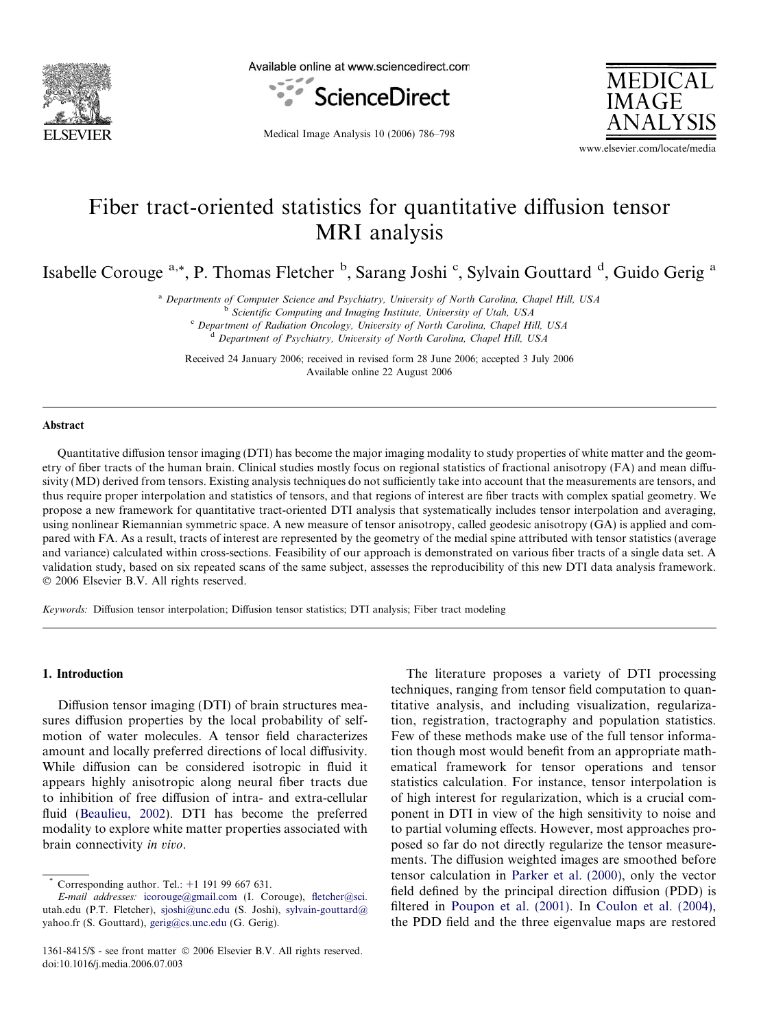# Fiber tract-oriented statistics for quantitative diffusion tensor MRI analysis

Isabelle Corouge [a,*], P. Thomas Fletcher [b], Sarang Joshi [c], Sylvain Gouttard [d], Guido Gerig [a]

[a] Departments of Computer Science and Psychiatry, University of North Carolina, Chapel Hill, USA
[b] Scientific Computing and Imaging Institute, University of Utah, USA
[c] Department of Radiation Oncology, University of North Carolina, Chapel Hill, USA
[d] Department of Psychiatry, University of North Carolina, Chapel Hill, USA

Received 24 January 2006; received in revised form 28 June 2006; accepted 3 July 2006
Available online 22 August 2006

## Abstract

Quantitative diffusion tensor imaging (DTI) has become the major imaging modality to study properties of white matter and the geometry of fiber tracts of the human brain. Clinical studies mostly focus on regional statistics of fractional anisotropy (FA) and mean diffusivity (MD) derived from tensors. Existing analysis techniques do not sufficiently take into account that the measurements are tensors, and thus require proper interpolation and statistics of tensors, and that regions of interest are fiber tracts with complex spatial geometry. We propose a new framework for quantitative tract-oriented DTI analysis that systematically includes tensor interpolation and averaging, using nonlinear Riemannian symmetric space. A new measure of tensor anisotropy, called geodesic anisotropy (GA) is applied and compared with FA. As a result, tracts of interest are represented by the geometry of the medial spine attributed with tensor statistics (average and variance) calculated within cross-sections. Feasibility of our approach is demonstrated on various fiber tracts of a single data set. A validation study, based on six repeated scans of the same subject, assesses the reproducibility of this new DTI data analysis framework.
© 2006 Elsevier B.V. All rights reserved.

*Keywords:* Diffusion tensor interpolation; Diffusion tensor statistics; DTI analysis; Fiber tract modeling

## 1. Introduction

Diffusion tensor imaging (DTI) of brain structures measures diffusion properties by the local probability of self-motion of water molecules. A tensor field characterizes amount and locally preferred directions of local diffusivity. While diffusion can be considered isotropic in fluid it appears highly anisotropic along neural fiber tracts due to inhibition of free diffusion of intra- and extra-cellular fluid (Beaulieu, 2002). DTI has become the preferred modality to explore white matter properties associated with brain connectivity *in vivo*.

The literature proposes a variety of DTI processing techniques, ranging from tensor field computation to quantitative analysis, and including visualization, regularization, registration, tractography and population statistics. Few of these methods make use of the full tensor information though most would benefit from an appropriate mathematical framework for tensor operations and tensor statistics calculation. For instance, tensor interpolation is of high interest for regularization, which is a crucial component in DTI in view of the high sensitivity to noise and to partial voluming effects. However, most approaches proposed so far do not directly regularize the tensor measurements. The diffusion weighted images are smoothed before tensor calculation in Parker et al. (2000), only the vector field defined by the principal direction diffusion (PDD) is filtered in Poupon et al. (2001). In Coulon et al. (2004), the PDD field and the three eigenvalue maps are restored

* Corresponding author. Tel.: +1 191 99 667 631.
*E-mail addresses:* icorouge@gmail.com (I. Corouge), fletcher@sci.utah.edu (P.T. Fletcher), sjoshi@unc.edu (S. Joshi), sylvain-gouttard@yahoo.fr (S. Gouttard), gerig@cs.unc.edu (G. Gerig).

1361-8415/$ - see front matter © 2006 Elsevier B.V. All rights reserved.
doi:10.1016/j.media.2006.07.003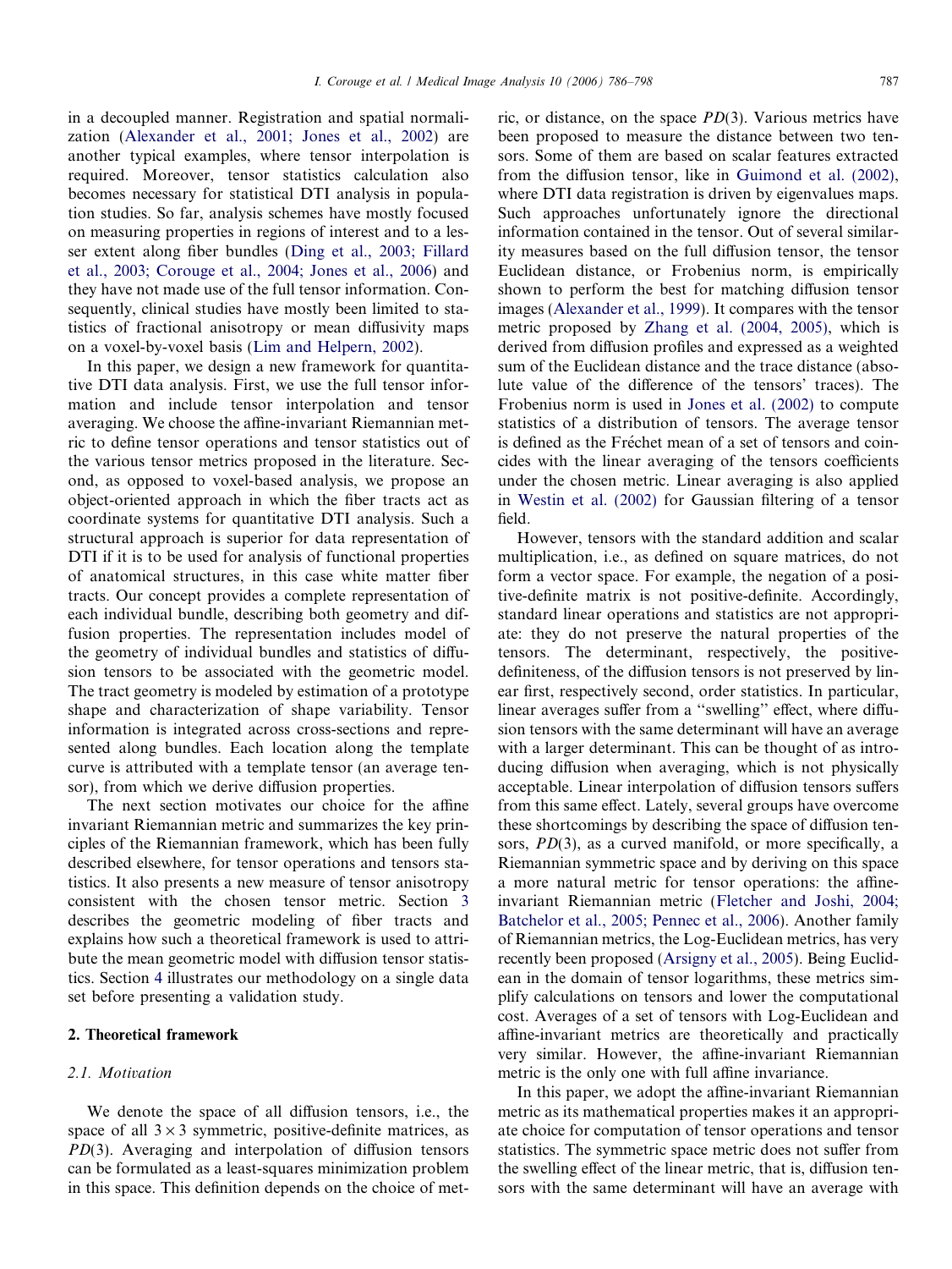in a decoupled manner. Registration and spatial normalization (Alexander et al., 2001; Jones et al., 2002) are another typical examples, where tensor interpolation is required. Moreover, tensor statistics calculation also becomes necessary for statistical DTI analysis in population studies. So far, analysis schemes have mostly focused on measuring properties in regions of interest and to a lesser extent along fiber bundles (Ding et al., 2003; Fillard et al., 2003; Corouge et al., 2004; Jones et al., 2006) and they have not made use of the full tensor information. Consequently, clinical studies have mostly been limited to statistics of fractional anisotropy or mean diffusivity maps on a voxel-by-voxel basis (Lim and Helpern, 2002).

In this paper, we design a new framework for quantitative DTI data analysis. First, we use the full tensor information and include tensor interpolation and tensor averaging. We choose the affine-invariant Riemannian metric to define tensor operations and tensor statistics out of the various tensor metrics proposed in the literature. Second, as opposed to voxel-based analysis, we propose an object-oriented approach in which the fiber tracts act as coordinate systems for quantitative DTI analysis. Such a structural approach is superior for data representation of DTI if it is to be used for analysis of functional properties of anatomical structures, in this case white matter fiber tracts. Our concept provides a complete representation of each individual bundle, describing both geometry and diffusion properties. The representation includes model of the geometry of individual bundles and statistics of diffusion tensors to be associated with the geometric model. The tract geometry is modeled by estimation of a prototype shape and characterization of shape variability. Tensor information is integrated across cross-sections and represented along bundles. Each location along the template curve is attributed with a template tensor (an average tensor), from which we derive diffusion properties.

The next section motivates our choice for the affine invariant Riemannian metric and summarizes the key principles of the Riemannian framework, which has been fully described elsewhere, for tensor operations and tensors statistics. It also presents a new measure of tensor anisotropy consistent with the chosen tensor metric. Section 3 describes the geometric modeling of fiber tracts and explains how such a theoretical framework is used to attribute the mean geometric model with diffusion tensor statistics. Section 4 illustrates our methodology on a single data set before presenting a validation study.

## 2. Theoretical framework

### 2.1. Motivation

We denote the space of all diffusion tensors, i.e., the space of all $3 \times 3$ symmetric, positive-definite matrices, as $PD(3)$. Averaging and interpolation of diffusion tensors can be formulated as a least-squares minimization problem in this space. This definition depends on the choice of metric, or distance, on the space $PD(3)$. Various metrics have been proposed to measure the distance between two tensors. Some of them are based on scalar features extracted from the diffusion tensor, like in Guimond et al. (2002), where DTI data registration is driven by eigenvalues maps. Such approaches unfortunately ignore the directional information contained in the tensor. Out of several similarity measures based on the full diffusion tensor, the tensor Euclidean distance, or Frobenius norm, is empirically shown to perform the best for matching diffusion tensor images (Alexander et al., 1999). It compares with the tensor metric proposed by Zhang et al. (2004, 2005), which is derived from diffusion profiles and expressed as a weighted sum of the Euclidean distance and the trace distance (absolute value of the difference of the tensors' traces). The Frobenius norm is used in Jones et al. (2002) to compute statistics of a distribution of tensors. The average tensor is defined as the Fréchet mean of a set of tensors and coincides with the linear averaging of the tensors coefficients under the chosen metric. Linear averaging is also applied in Westin et al. (2002) for Gaussian filtering of a tensor field.

However, tensors with the standard addition and scalar multiplication, i.e., as defined on square matrices, do not form a vector space. For example, the negation of a positive-definite matrix is not positive-definite. Accordingly, standard linear operations and statistics are not appropriate: they do not preserve the natural properties of the tensors. The determinant, respectively, the positive-definiteness, of the diffusion tensors is not preserved by linear first, respectively second, order statistics. In particular, linear averages suffer from a "swelling" effect, where diffusion tensors with the same determinant will have an average with a larger determinant. This can be thought of as introducing diffusion when averaging, which is not physically acceptable. Linear interpolation of diffusion tensors suffers from this same effect. Lately, several groups have overcome these shortcomings by describing the space of diffusion tensors, $PD(3)$, as a curved manifold, or more specifically, a Riemannian symmetric space and by deriving on this space a more natural metric for tensor operations: the affine-invariant Riemannian metric (Fletcher and Joshi, 2004; Batchelor et al., 2005; Pennec et al., 2006). Another family of Riemannian metrics, the Log-Euclidean metrics, has very recently been proposed (Arsigny et al., 2005). Being Euclidean in the domain of tensor logarithms, these metrics simplify calculations on tensors and lower the computational cost. Averages of a set of tensors with Log-Euclidean and affine-invariant metrics are theoretically and practically very similar. However, the affine-invariant Riemannian metric is the only one with full affine invariance.

In this paper, we adopt the affine-invariant Riemannian metric as its mathematical properties makes it an appropriate choice for computation of tensor operations and tensor statistics. The symmetric space metric does not suffer from the swelling effect of the linear metric, that is, diffusion tensors with the same determinant will have an average with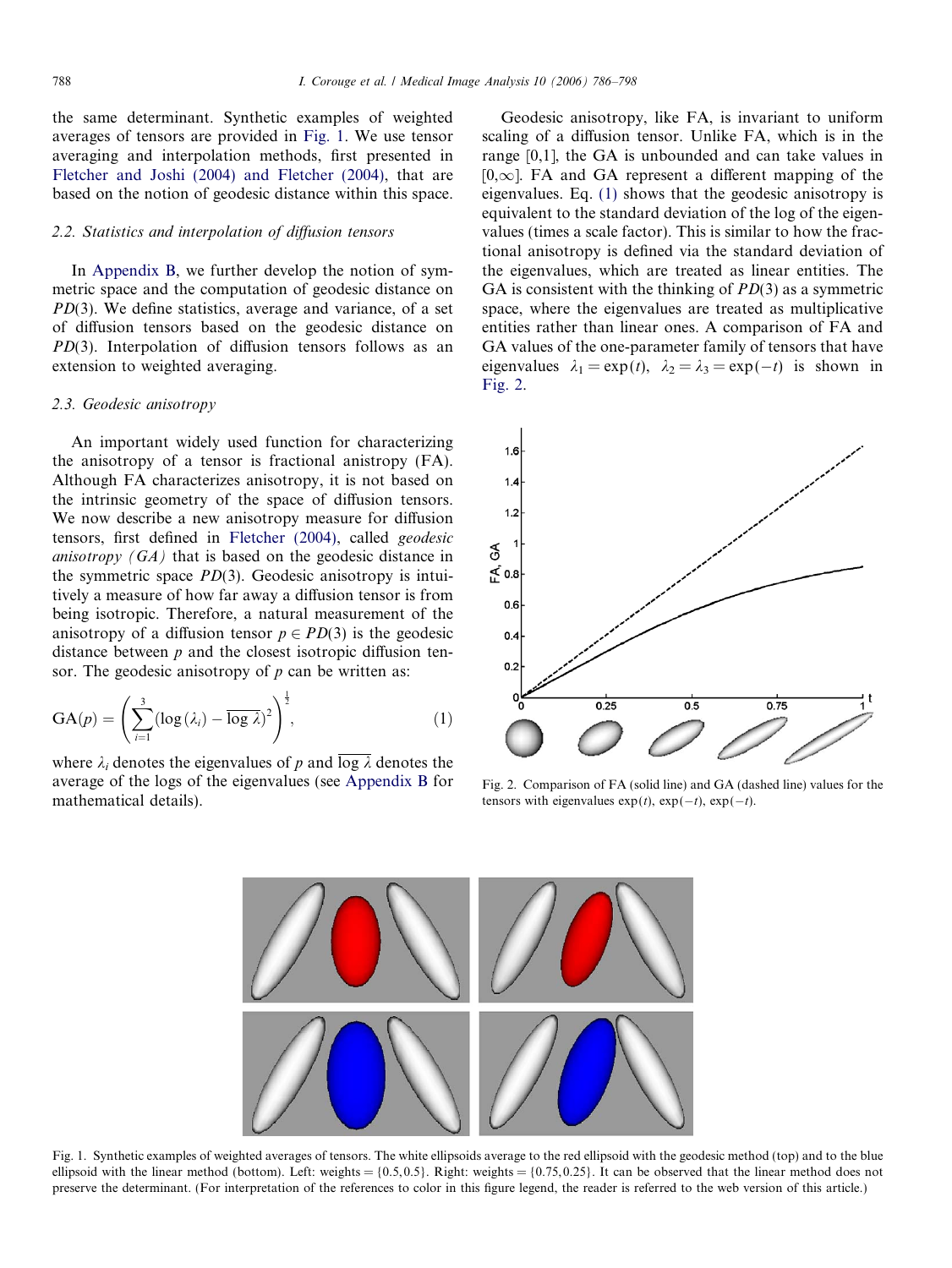the same determinant. Synthetic examples of weighted averages of tensors are provided in Fig. 1. We use tensor averaging and interpolation methods, first presented in Fletcher and Joshi (2004) and Fletcher (2004), that are based on the notion of geodesic distance within this space.

### 2.2. Statistics and interpolation of diffusion tensors

In Appendix B, we further develop the notion of symmetric space and the computation of geodesic distance on $PD(3)$. We define statistics, average and variance, of a set of diffusion tensors based on the geodesic distance on $PD(3)$. Interpolation of diffusion tensors follows as an extension to weighted averaging.

### 2.3. Geodesic anisotropy

An important widely used function for characterizing the anisotropy of a tensor is fractional anistropy (FA). Although FA characterizes anisotropy, it is not based on the intrinsic geometry of the space of diffusion tensors. We now describe a new anisotropy measure for diffusion tensors, first defined in Fletcher (2004), called *geodesic anisotropy (GA)* that is based on the geodesic distance in the symmetric space $PD(3)$. Geodesic anisotropy is intuitively a measure of how far away a diffusion tensor is from being isotropic. Therefore, a natural measurement of the anisotropy of a diffusion tensor $p \in PD(3)$ is the geodesic distance between $p$ and the closest isotropic diffusion tensor. The geodesic anisotropy of $p$ can be written as:

$$\mathrm{GA}(p) = \left(\sum_{i=1}^{3}(\log(\lambda_i) - \overline{\log \lambda})^2\right)^{\frac{1}{2}}, \tag{1}$$

where $\lambda_i$ denotes the eigenvalues of $p$ and $\overline{\log \lambda}$ denotes the average of the logs of the eigenvalues (see Appendix B for mathematical details).

Geodesic anisotropy, like FA, is invariant to uniform scaling of a diffusion tensor. Unlike FA, which is in the range [0,1], the GA is unbounded and can take values in $[0,\infty]$. FA and GA represent a different mapping of the eigenvalues. Eq. (1) shows that the geodesic anisotropy is equivalent to the standard deviation of the log of the eigenvalues (times a scale factor). This is similar to how the fractional anisotropy is defined via the standard deviation of the eigenvalues, which are treated as linear entities. The GA is consistent with the thinking of $PD(3)$ as a symmetric space, where the eigenvalues are treated as multiplicative entities rather than linear ones. A comparison of FA and GA values of the one-parameter family of tensors that have eigenvalues $\lambda_1 = \exp(t)$, $\lambda_2 = \lambda_3 = \exp(-t)$ is shown in Fig. 2.

Fig. 2. Comparison of FA (solid line) and GA (dashed line) values for the tensors with eigenvalues $\exp(t)$, $\exp(-t)$, $\exp(-t)$.

Fig. 1. Synthetic examples of weighted averages of tensors. The white ellipsoids average to the red ellipsoid with the geodesic method (top) and to the blue ellipsoid with the linear method (bottom). Left: weights = {0.5,0.5}. Right: weights = {0.75,0.25}. It can be observed that the linear method does not preserve the determinant. (For interpretation of the references to color in this figure legend, the reader is referred to the web version of this article.)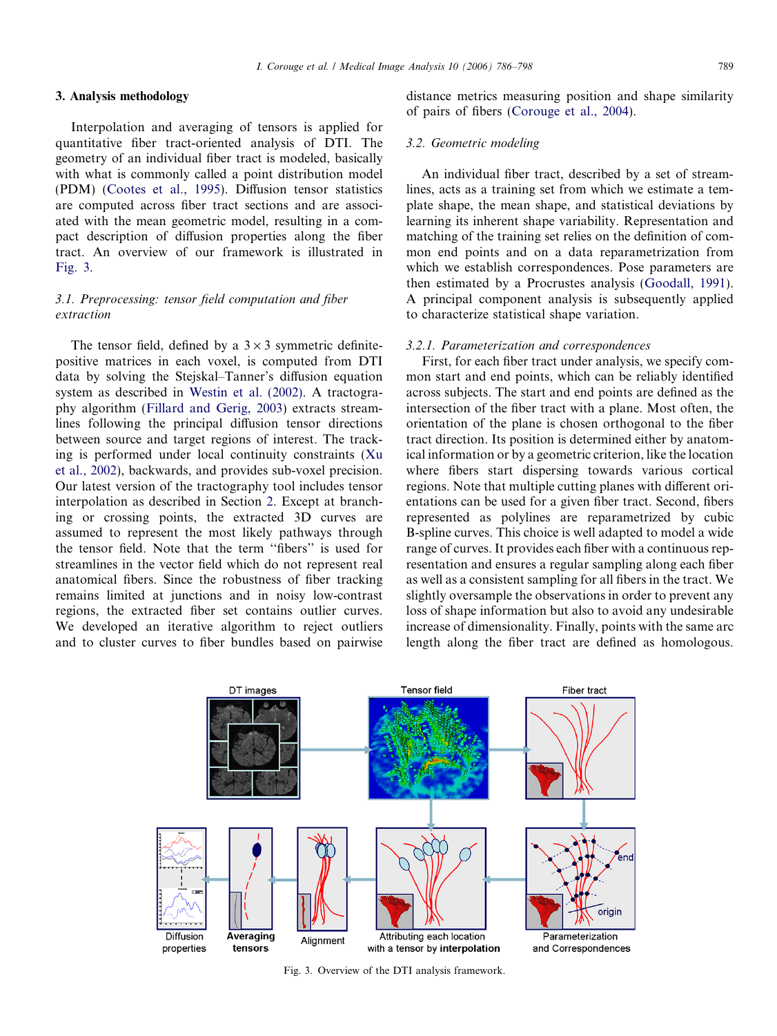## 3. Analysis methodology

Interpolation and averaging of tensors is applied for quantitative fiber tract-oriented analysis of DTI. The geometry of an individual fiber tract is modeled, basically with what is commonly called a point distribution model (PDM) (Cootes et al., 1995). Diffusion tensor statistics are computed across fiber tract sections and are associated with the mean geometric model, resulting in a compact description of diffusion properties along the fiber tract. An overview of our framework is illustrated in Fig. 3.

### 3.1. Preprocessing: tensor field computation and fiber extraction

The tensor field, defined by a $3 \times 3$ symmetric definite-positive matrices in each voxel, is computed from DTI data by solving the Stejskal–Tanner's diffusion equation system as described in Westin et al. (2002). A tractography algorithm (Fillard and Gerig, 2003) extracts streamlines following the principal diffusion tensor directions between source and target regions of interest. The tracking is performed under local continuity constraints (Xu et al., 2002), backwards, and provides sub-voxel precision. Our latest version of the tractography tool includes tensor interpolation as described in Section 2. Except at branching or crossing points, the extracted 3D curves are assumed to represent the most likely pathways through the tensor field. Note that the term "fibers" is used for streamlines in the vector field which do not represent real anatomical fibers. Since the robustness of fiber tracking remains limited at junctions and in noisy low-contrast regions, the extracted fiber set contains outlier curves. We developed an iterative algorithm to reject outliers and to cluster curves to fiber bundles based on pairwise distance metrics measuring position and shape similarity of pairs of fibers (Corouge et al., 2004).

### 3.2. Geometric modeling

An individual fiber tract, described by a set of streamlines, acts as a training set from which we estimate a template shape, the mean shape, and statistical deviations by learning its inherent shape variability. Representation and matching of the training set relies on the definition of common end points and on a data reparametrization from which we establish correspondences. Pose parameters are then estimated by a Procrustes analysis (Goodall, 1991). A principal component analysis is subsequently applied to characterize statistical shape variation.

#### 3.2.1. Parameterization and correspondences

First, for each fiber tract under analysis, we specify common start and end points, which can be reliably identified across subjects. The start and end points are defined as the intersection of the fiber tract with a plane. Most often, the orientation of the plane is chosen orthogonal to the fiber tract direction. Its position is determined either by anatomical information or by a geometric criterion, like the location where fibers start dispersing towards various cortical regions. Note that multiple cutting planes with different orientations can be used for a given fiber tract. Second, fibers represented as polylines are reparametrized by cubic B-spline curves. This choice is well adapted to model a wide range of curves. It provides each fiber with a continuous representation and ensures a regular sampling along each fiber as well as a consistent sampling for all fibers in the tract. We slightly oversample the observations in order to prevent any loss of shape information but also to avoid any undesirable increase of dimensionality. Finally, points with the same arc length along the fiber tract are defined as homologous.

DT images
Tensor field
Fiber tract
end
origin
Diffusion properties
**Averaging tensors**
Alignment
Attributing each location with a tensor by **interpolation**
Parameterization and Correspondences

Fig. 3. Overview of the DTI analysis framework.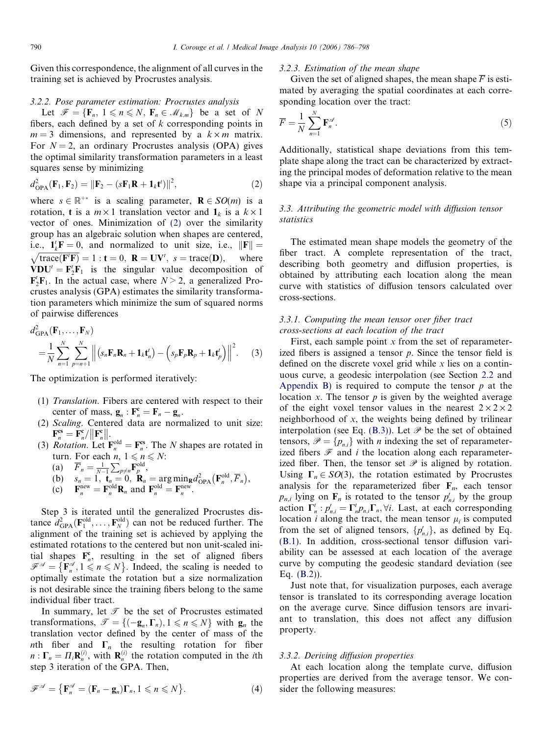Given this correspondence, the alignment of all curves in the training set is achieved by Procrustes analysis.

#### 3.2.2. Pose parameter estimation: Procrustes analysis

Let $\mathscr{F} = \{\mathbf{F}_n, 1 \leqslant n \leqslant N, \mathbf{F}_n \in \mathscr{M}_{k,m}\}$ be a set of $N$ fibers, each defined by a set of $k$ corresponding points in $m = 3$ dimensions, and represented by a $k \times m$ matrix. For $N = 2$, an ordinary Procrustes analysis (OPA) gives the optimal similarity transformation parameters in a least squares sense by minimizing

$$d^2_{\mathrm{OPA}}(\mathbf{F}_1, \mathbf{F}_2) = \|\mathbf{F}_2 - (s\mathbf{F}_1\mathbf{R} + \mathbf{1}_k\mathbf{t}^t)\|^2, \tag{2}$$

where $s \in \mathbb{R}^{+*}$ is a scaling parameter, $\mathbf{R} \in SO(m)$ is a rotation, $\mathbf{t}$ is a $m \times 1$ translation vector and $\mathbf{1}_k$ is a $k \times 1$ vector of ones. Minimization of (2) over the similarity group has an algebraic solution when shapes are centered, i.e., $\mathbf{1}_k^t\mathbf{F} = 0$, and normalized to unit size, i.e., $\|\mathbf{F}\| = \sqrt{\mathrm{trace}(\mathbf{F}^t\mathbf{F})} = 1$ : $\mathbf{t} = 0$, $\mathbf{R} = \mathbf{U}\mathbf{V}^t$, $s = \mathrm{trace}(\mathbf{D})$, where $\mathbf{V}\mathbf{D}\mathbf{U}^t = \mathbf{F}_2^t\mathbf{F}_1$ is the singular value decomposition of $\mathbf{F}_2^t\mathbf{F}_1$. In the actual case, where $N > 2$, a generalized Procrustes analysis (GPA) estimates the similarity transformation parameters which minimize the sum of squared norms of pairwise differences

$$d^2_{\mathrm{GPA}}(\mathbf{F}_1, \ldots, \mathbf{F}_N) = \frac{1}{N}\sum_{n=1}^{N}\sum_{p=n+1}^{N}\left\|\left(s_n\mathbf{F}_n\mathbf{R}_n + \mathbf{1}_k\mathbf{t}_n^t\right) - \left(s_p\mathbf{F}_p\mathbf{R}_p + \mathbf{1}_k\mathbf{t}_p^t\right)\right\|^2. \tag{3}$$

The optimization is performed iteratively:

1. *Translation*. Fibers are centered with respect to their center of mass, $\mathbf{g}_n : \mathbf{F}_n^{\mathbf{c}} = \mathbf{F}_n - \mathbf{g}_n$.
2. *Scaling*. Centered data are normalized to unit size: $\mathbf{F}_n^{\mathbf{cs}} = \mathbf{F}_n^{\mathbf{c}}/\|\mathbf{F}_n^{\mathbf{c}}\|$.
3. *Rotation*. Let $\mathbf{F}_n^{\mathrm{old}} = \mathbf{F}_n^{\mathbf{cs}}$. The $N$ shapes are rotated in turn. For each $n$, $1 \leqslant n \leqslant N$:
   (a) $\overline{F}_n = \frac{1}{N-1}\sum_{p \neq n}\mathbf{F}_p^{\mathrm{old}}$,
   (b) $s_n = 1$, $\mathbf{t}_n = 0$, $\mathbf{R}_n = \arg\min_{\mathbf{R}} d^2_{\mathrm{OPA}}(\mathbf{F}_n^{\mathrm{old}}, \overline{F}_n)$,
   (c) $\mathbf{F}_n^{\mathrm{new}} = \mathbf{F}_n^{\mathrm{old}}\mathbf{R}_n$ and $\mathbf{F}_n^{\mathrm{old}} = \mathbf{F}_n^{\mathrm{new}}$.

Step 3 is iterated until the generalized Procrustes distance $d^2_{\mathrm{GPA}}(\mathbf{F}_1^{\mathrm{old}}, \ldots, \mathbf{F}_N^{\mathrm{old}})$ can not be reduced further. The alignment of the training set is achieved by applying the estimated rotations to the centered but non unit-scaled initial shapes $\mathbf{F}_n^{\mathbf{c}}$, resulting in the set of aligned fibers $\mathscr{F}^{\mathscr{A}} = \{\mathbf{F}_n^{\mathscr{A}}, 1 \leqslant n \leqslant N\}$. Indeed, the scaling is needed to optimally estimate the rotation but a size normalization is not desirable since the training fibers belong to the same individual fiber tract.

In summary, let $\mathscr{T}$ be the set of Procrustes estimated transformations, $\mathscr{T} = \{(-\mathbf{g}_n, \boldsymbol{\Gamma}_n), 1 \leqslant n \leqslant N\}$ with $\mathbf{g}_n$ the translation vector defined by the center of mass of the $n$th fiber and $\boldsymbol{\Gamma}_n$ the resulting rotation for fiber $n : \boldsymbol{\Gamma}_n = \Pi_i\mathbf{R}_n^{(i)}$, with $\mathbf{R}_n^{(i)}$ the rotation computed in the $i$th step 3 iteration of the GPA. Then,

$$\mathscr{F}^{\mathscr{A}} = \left\{\mathbf{F}_n^{\mathscr{A}} = (\mathbf{F}_n - \mathbf{g}_n)\boldsymbol{\Gamma}_n, 1 \leqslant n \leqslant N\right\}. \tag{4}$$

#### 3.2.3. Estimation of the mean shape

Given the set of aligned shapes, the mean shape $\overline{F}$ is estimated by averaging the spatial coordinates at each corresponding location over the tract:

$$\overline{F} = \frac{1}{N}\sum_{n=1}^{N}\mathbf{F}_n^{\mathscr{A}}. \tag{5}$$

Additionally, statistical shape deviations from this template shape along the tract can be characterized by extracting the principal modes of deformation relative to the mean shape via a principal component analysis.

### 3.3. Attributing the geometric model with diffusion tensor statistics

The estimated mean shape models the geometry of the fiber tract. A complete representation of the tract, describing both geometry and diffusion properties, is obtained by attributing each location along the mean curve with statistics of diffusion tensors calculated over cross-sections.

#### 3.3.1. Computing the mean tensor over fiber tract cross-sections at each location of the tract

First, each sample point $x$ from the set of reparameterized fibers is assigned a tensor $p$. Since the tensor field is defined on the discrete voxel grid while $x$ lies on a continuous curve, a geodesic interpolation (see Section 2.2 and Appendix B) is required to compute the tensor $p$ at the location $x$. The tensor $p$ is given by the weighted average of the eight voxel tensor values in the nearest $2 \times 2 \times 2$ neighborhood of $x$, the weights being defined by trilinear interpolation (see Eq. (B.3)). Let $\mathscr{P}$ be the set of obtained tensors, $\mathscr{P} = \{p_{n,i}\}$ with $n$ indexing the set of reparameterized fibers $\mathscr{F}$ and $i$ the location along each reparameterized fiber. Then, the tensor set $\mathscr{P}$ is aligned by rotation. Using $\boldsymbol{\Gamma}_n \in SO(3)$, the rotation estimated by Procrustes analysis for the reparameterized fiber $\mathbf{F}_n$, each tensor $p_{n,i}$ lying on $\mathbf{F}_n$ is rotated to the tensor $p'_{n,i}$ by the group action $\boldsymbol{\Gamma}_n^t : p'_{n,i} = \boldsymbol{\Gamma}_n^t p_{n,i}\boldsymbol{\Gamma}_n, \forall i$. Last, at each corresponding location $i$ along the tract, the mean tensor $\mu_i$ is computed from the set of aligned tensors, $\{p'_{n,i}\}$, as defined by Eq. (B.1). In addition, cross-sectional tensor diffusion variability can be assessed at each location of the average curve by computing the geodesic standard deviation (see Eq. (B.2)).

Just note that, for visualization purposes, each average tensor is translated to its corresponding average location on the average curve. Since diffusion tensors are invariant to translation, this does not affect any diffusion property.

#### 3.3.2. Deriving diffusion properties

At each location along the template curve, diffusion properties are derived from the average tensor. We consider the following measures: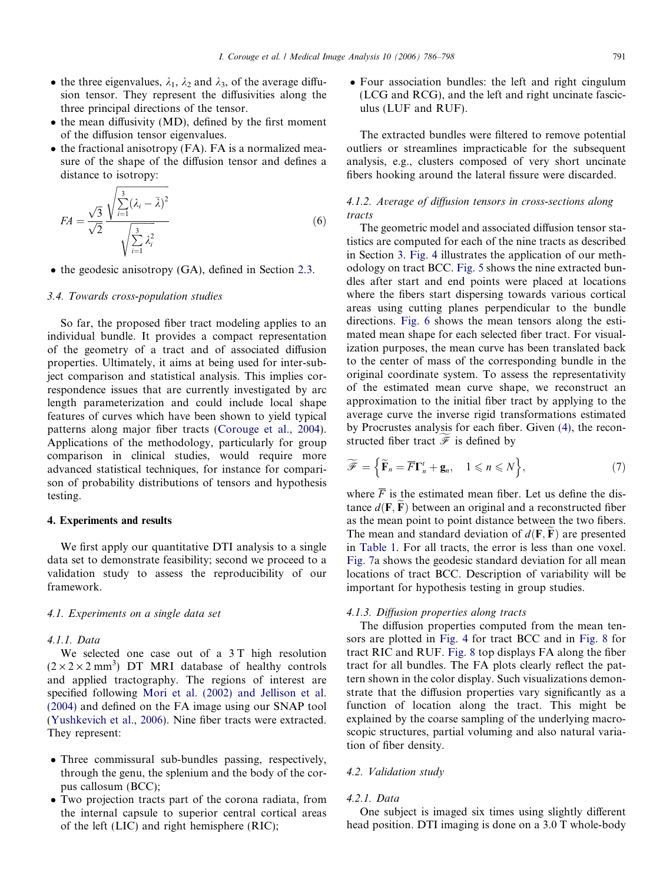- the three eigenvalues, $\lambda_1$, $\lambda_2$ and $\lambda_3$, of the average diffusion tensor. They represent the diffusivities along the three principal directions of the tensor.
- the mean diffusivity (MD), defined by the first moment of the diffusion tensor eigenvalues.
- the fractional anisotropy (FA). FA is a normalized measure of the shape of the diffusion tensor and defines a distance to isotropy:

$$FA = \frac{\sqrt{3}}{\sqrt{2}} \frac{\sqrt{\sum_{i=1}^{3} (\lambda_i - \bar{\lambda})^2}}{\sqrt{\sum_{i=1}^{3} \lambda_i^2}} \tag{6}$$

- the geodesic anisotropy (GA), defined in Section 2.3.

### 3.4. Towards cross-population studies

So far, the proposed fiber tract modeling applies to an individual bundle. It provides a compact representation of the geometry of a tract and of associated diffusion properties. Ultimately, it aims at being used for inter-subject comparison and statistical analysis. This implies correspondence issues that are currently investigated by arc length parameterization and could include local shape features of curves which have been shown to yield typical patterns along major fiber tracts (Corouge et al., 2004). Applications of the methodology, particularly for group comparison in clinical studies, would require more advanced statistical techniques, for instance for comparison of probability distributions of tensors and hypothesis testing.

## 4. Experiments and results

We first apply our quantitative DTI analysis to a single data set to demonstrate feasibility; second we proceed to a validation study to assess the reproducibility of our framework.

### 4.1. Experiments on a single data set

#### 4.1.1. Data

We selected one case out of a 3 T high resolution ($2 \times 2 \times 2$ mm$^3$) DT MRI database of healthy controls and applied tractography. The regions of interest are specified following Mori et al. (2002) and Jellison et al. (2004) and defined on the FA image using our SNAP tool (Yushkevich et al., 2006). Nine fiber tracts were extracted. They represent:

- Three commissural sub-bundles passing, respectively, through the genu, the splenium and the body of the corpus callosum (BCC);
- Two projection tracts part of the corona radiata, from the internal capsule to superior central cortical areas of the left (LIC) and right hemisphere (RIC);
- Four association bundles: the left and right cingulum (LCG and RCG), and the left and right uncinate fasciculus (LUF and RUF).

The extracted bundles were filtered to remove potential outliers or streamlines impracticable for the subsequent analysis, e.g., clusters composed of very short uncinate fibers hooking around the lateral fissure were discarded.

#### 4.1.2. Average of diffusion tensors in cross-sections along tracts

The geometric model and associated diffusion tensor statistics are computed for each of the nine tracts as described in Section 3. Fig. 4 illustrates the application of our methodology on tract BCC. Fig. 5 shows the nine extracted bundles after start and end points were placed at locations where the fibers start dispersing towards various cortical areas using cutting planes perpendicular to the bundle directions. Fig. 6 shows the mean tensors along the estimated mean shape for each selected fiber tract. For visualization purposes, the mean curve has been translated back to the center of mass of the corresponding bundle in the original coordinate system. To assess the representativity of the estimated mean curve shape, we reconstruct an approximation to the initial fiber tract by applying to the average curve the inverse rigid transformations estimated by Procrustes analysis for each fiber. Given (4), the reconstructed fiber tract $\widetilde{\mathscr{F}}$ is defined by

$$\widetilde{\mathscr{F}} = \left\{ \widetilde{\mathbf{F}}_n = \overline{F} \boldsymbol{\Gamma}_n^t + \mathbf{g}_n, \quad 1 \leqslant n \leqslant N \right\}, \tag{7}$$

where $\overline{F}$ is the estimated mean fiber. Let us define the distance $d(\mathbf{F}, \widetilde{\mathbf{F}})$ between an original and a reconstructed fiber as the mean point to point distance between the two fibers. The mean and standard deviation of $d(\mathbf{F}, \widetilde{\mathbf{F}})$ are presented in Table 1. For all tracts, the error is less than one voxel. Fig. 7a shows the geodesic standard deviation for all mean locations of tract BCC. Description of variability will be important for hypothesis testing in group studies.

#### 4.1.3. Diffusion properties along tracts

The diffusion properties computed from the mean tensors are plotted in Fig. 4 for tract BCC and in Fig. 8 for tract RIC and RUF. Fig. 8 top displays FA along the fiber tract for all bundles. The FA plots clearly reflect the pattern shown in the color display. Such visualizations demonstrate that the diffusion properties vary significantly as a function of location along the tract. This might be explained by the coarse sampling of the underlying macroscopic structures, partial voluming and also natural variation of fiber density.

### 4.2. Validation study

#### 4.2.1. Data

One subject is imaged six times using slightly different head position. DTI imaging is done on a 3.0 T whole-body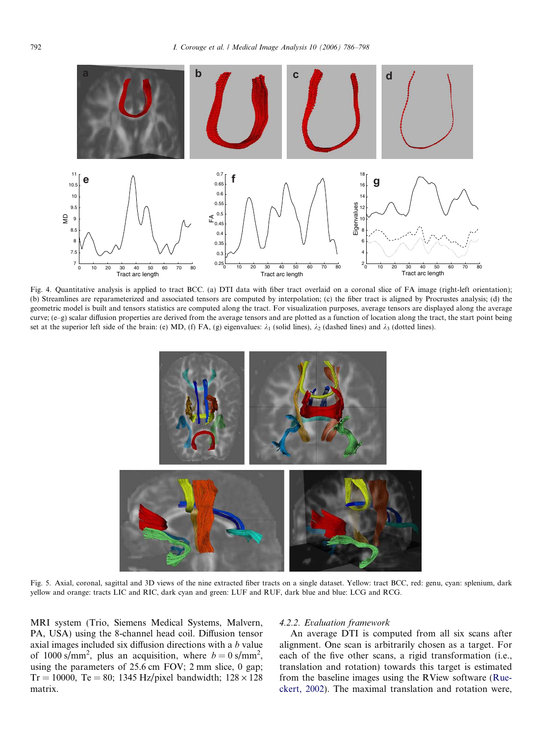Fig. 4. Quantitative analysis is applied to tract BCC. (a) DTI data with fiber tract overlaid on a coronal slice of FA image (right-left orientation); (b) Streamlines are reparameterized and associated tensors are computed by interpolation; (c) the fiber tract is aligned by Procrustes analysis; (d) the geometric model is built and tensors statistics are computed along the tract. For visualization purposes, average tensors are displayed along the average curve; (e–g) scalar diffusion properties are derived from the average tensors and are plotted as a function of location along the tract, the start point being set at the superior left side of the brain: (e) MD, (f) FA, (g) eigenvalues: $\lambda_1$ (solid lines), $\lambda_2$ (dashed lines) and $\lambda_3$ (dotted lines).

Fig. 5. Axial, coronal, sagittal and 3D views of the nine extracted fiber tracts on a single dataset. Yellow: tract BCC, red: genu, cyan: splenium, dark yellow and orange: tracts LIC and RIC, dark cyan and green: LUF and RUF, dark blue and blue: LCG and RCG.

MRI system (Trio, Siemens Medical Systems, Malvern, PA, USA) using the 8-channel head coil. Diffusion tensor axial images included six diffusion directions with a $b$ value of 1000 s/mm$^2$, plus an acquisition, where $b = 0$ s/mm$^2$, using the parameters of 25.6 cm FOV; 2 mm slice, 0 gap; Tr = 10000, Te = 80; 1345 Hz/pixel bandwidth; $128 \times 128$ matrix.

#### 4.2.2. Evaluation framework

An average DTI is computed from all six scans after alignment. One scan is arbitrarily chosen as a target. For each of the five other scans, a rigid transformation (i.e., translation and rotation) towards this target is estimated from the baseline images using the RView software (Rueckert, 2002). The maximal translation and rotation were,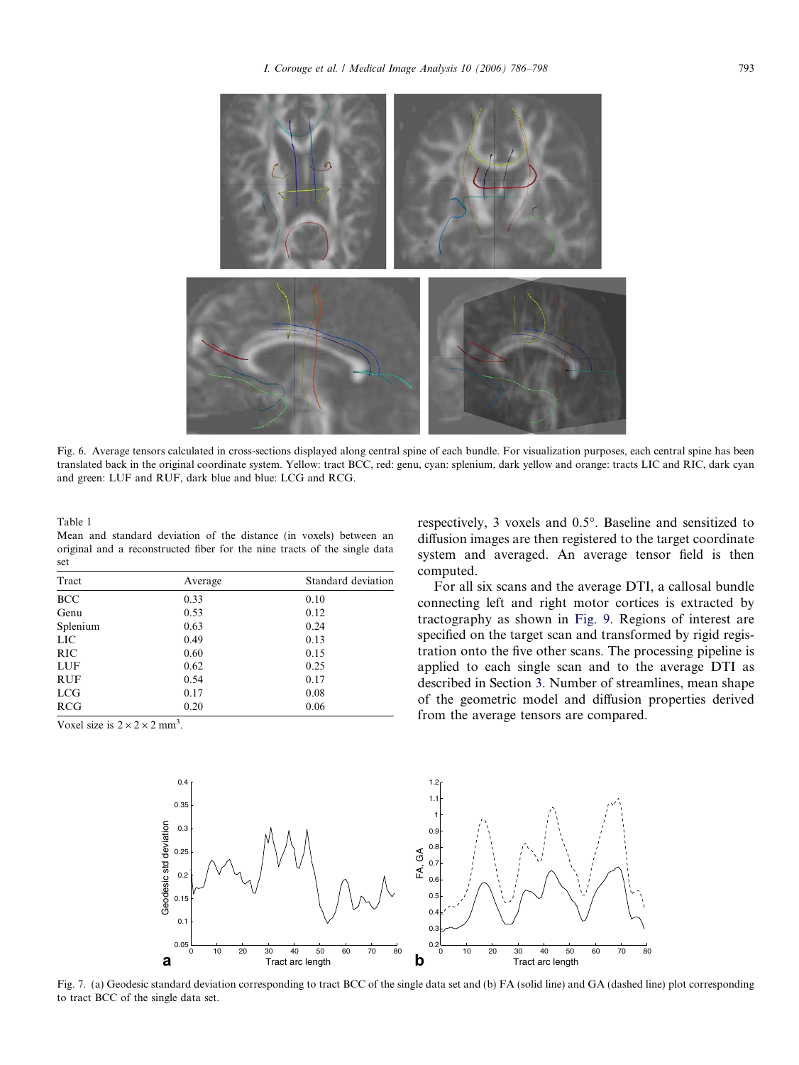Fig. 6. Average tensors calculated in cross-sections displayed along central spine of each bundle. For visualization purposes, each central spine has been translated back in the original coordinate system. Yellow: tract BCC, red: genu, cyan: splenium, dark yellow and orange: tracts LIC and RIC, dark cyan and green: LUF and RUF, dark blue and blue: LCG and RCG.

Table 1
Mean and standard deviation of the distance (in voxels) between an original and a reconstructed fiber for the nine tracts of the single data set

| Tract | Average | Standard deviation |
| --- | --- | --- |
| BCC | 0.33 | 0.10 |
| Genu | 0.53 | 0.12 |
| Splenium | 0.63 | 0.24 |
| LIC | 0.49 | 0.13 |
| RIC | 0.60 | 0.15 |
| LUF | 0.62 | 0.25 |
| RUF | 0.54 | 0.17 |
| LCG | 0.17 | 0.08 |
| RCG | 0.20 | 0.06 |

Voxel size is $2 \times 2 \times 2$ mm$^3$.

respectively, 3 voxels and 0.5°. Baseline and sensitized to diffusion images are then registered to the target coordinate system and averaged. An average tensor field is then computed.

For all six scans and the average DTI, a callosal bundle connecting left and right motor cortices is extracted by tractography as shown in Fig. 9. Regions of interest are specified on the target scan and transformed by rigid registration onto the five other scans. The processing pipeline is applied to each single scan and to the average DTI as described in Section 3. Number of streamlines, mean shape of the geometric model and diffusion properties derived from the average tensors are compared.

Fig. 7. (a) Geodesic standard deviation corresponding to tract BCC of the single data set and (b) FA (solid line) and GA (dashed line) plot corresponding to tract BCC of the single data set.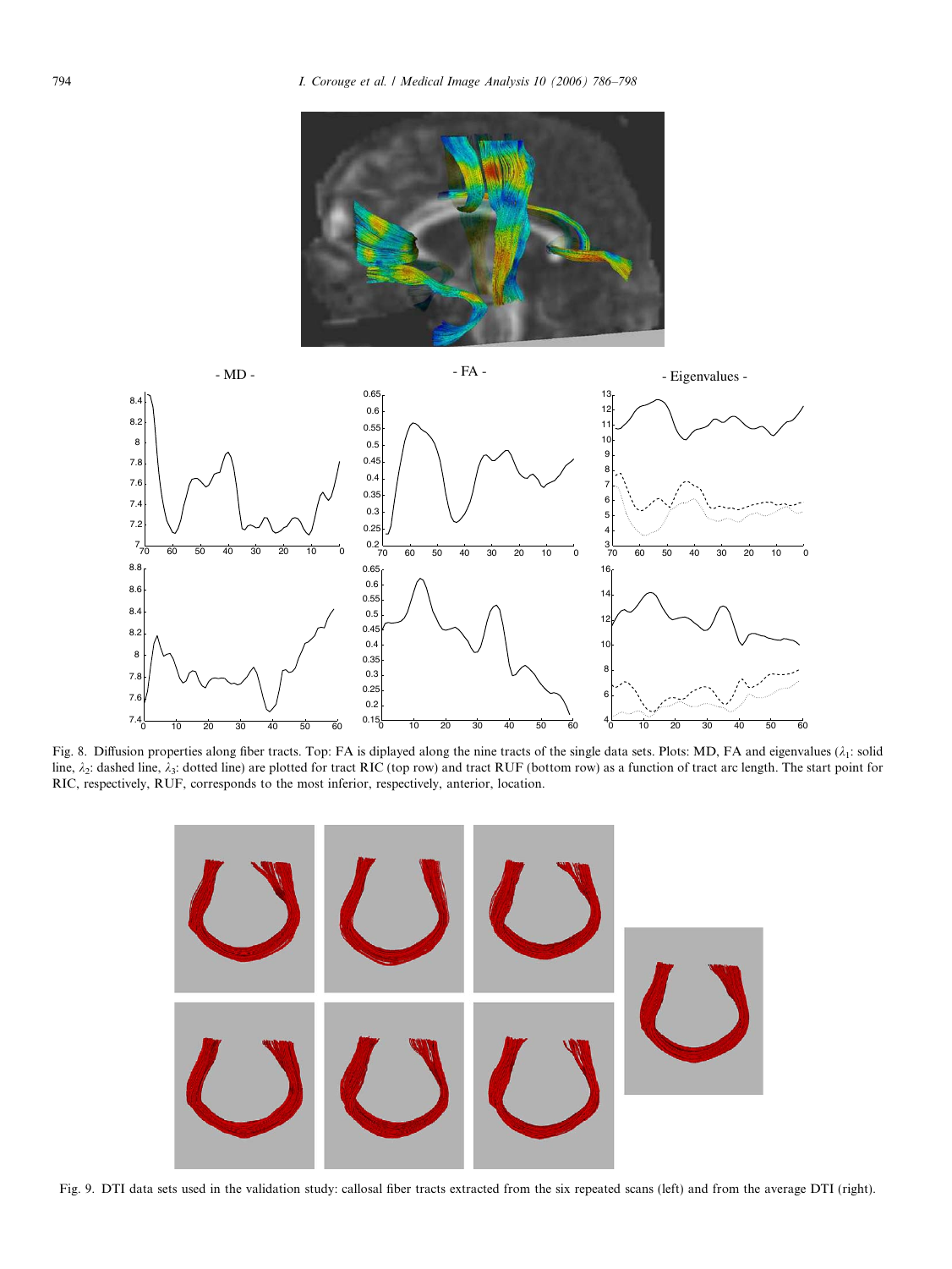Fig. 8. Diffusion properties along fiber tracts. Top: FA is diplayed along the nine tracts of the single data sets. Plots: MD, FA and eigenvalues ($\lambda_1$: solid line, $\lambda_2$: dashed line, $\lambda_3$: dotted line) are plotted for tract RIC (top row) and tract RUF (bottom row) as a function of tract arc length. The start point for RIC, respectively, RUF, corresponds to the most inferior, respectively, anterior, location.

Fig. 9. DTI data sets used in the validation study: callosal fiber tracts extracted from the six repeated scans (left) and from the average DTI (right).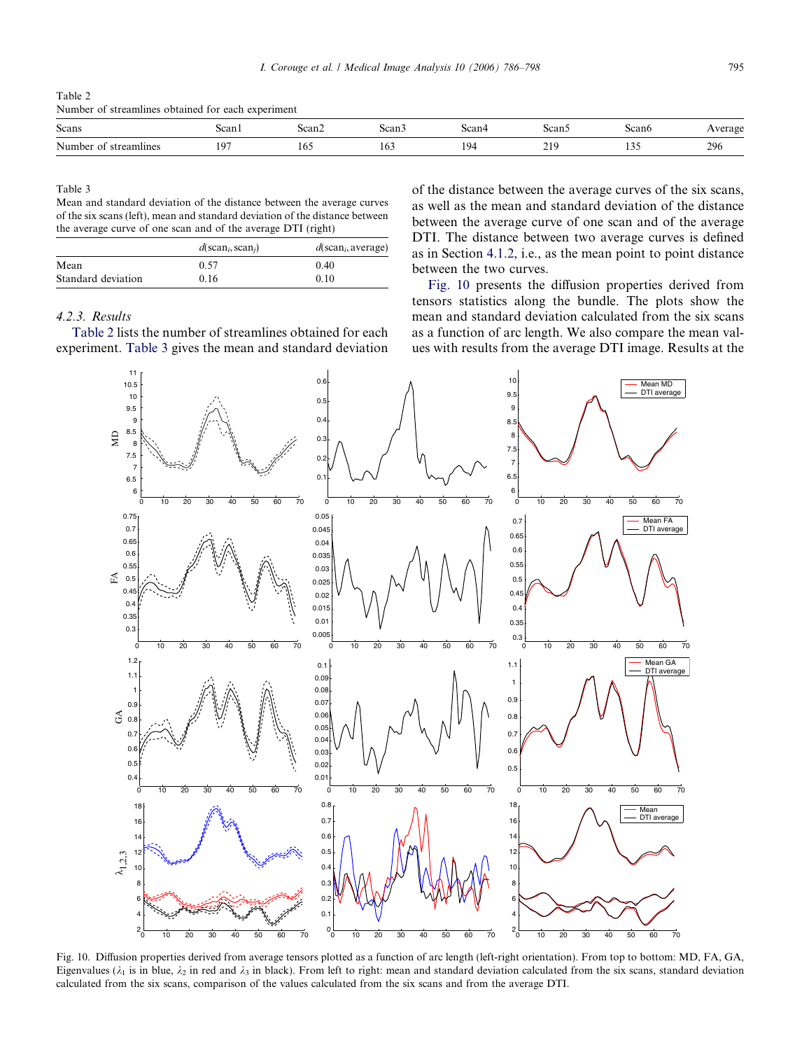Table 2
Number of streamlines obtained for each experiment

| Scans | Scan1 | Scan2 | Scan3 | Scan4 | Scan5 | Scan6 | Average |
|---|---|---|---|---|---|---|---|
| Number of streamlines | 197 | 165 | 163 | 194 | 219 | 135 | 296 |

Table 3
Mean and standard deviation of the distance between the average curves of the six scans (left), mean and standard deviation of the distance between the average curve of one scan and of the average DTI (right)

| | $d(\text{scan}_i, \text{scan}_j)$ | $d(\text{scan}_i, \text{average})$ |
|---|---|---|
| Mean | 0.57 | 0.40 |
| Standard deviation | 0.16 | 0.10 |

### 4.2.3. Results

Table 2 lists the number of streamlines obtained for each experiment. Table 3 gives the mean and standard deviation of the distance between the average curves of the six scans, as well as the mean and standard deviation of the distance between the average curve of one scan and of the average DTI. The distance between two average curves is defined as in Section 4.1.2, i.e., as the mean point to point distance between the two curves.

Fig. 10 presents the diffusion properties derived from tensors statistics along the bundle. The plots show the mean and standard deviation calculated from the six scans as a function of arc length. We also compare the mean values with results from the average DTI image. Results at the

Fig. 10. Diffusion properties derived from average tensors plotted as a function of arc length (left-right orientation). From top to bottom: MD, FA, GA, Eigenvalues ($\lambda_1$ is in blue, $\lambda_2$ in red and $\lambda_3$ in black). From left to right: mean and standard deviation calculated from the six scans, standard deviation calculated from the six scans, comparison of the values calculated from the six scans and from the average DTI.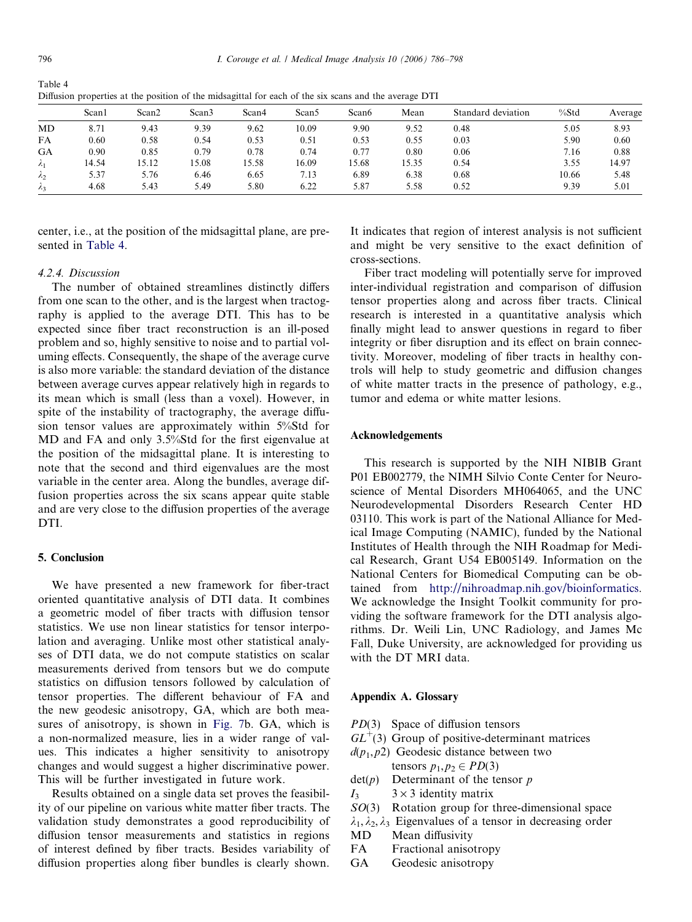Table 4
Diffusion properties at the position of the midsagittal for each of the six scans and the average DTI

| | Scan1 | Scan2 | Scan3 | Scan4 | Scan5 | Scan6 | Mean | Standard deviation | %Std | Average |
|---|---|---|---|---|---|---|---|---|---|---|
| MD | 8.71 | 9.43 | 9.39 | 9.62 | 10.09 | 9.90 | 9.52 | 0.48 | 5.05 | 8.93 |
| FA | 0.60 | 0.58 | 0.54 | 0.53 | 0.51 | 0.53 | 0.55 | 0.03 | 5.90 | 0.60 |
| GA | 0.90 | 0.85 | 0.79 | 0.78 | 0.74 | 0.77 | 0.80 | 0.06 | 7.16 | 0.88 |
| $\lambda_1$ | 14.54 | 15.12 | 15.08 | 15.58 | 16.09 | 15.68 | 15.35 | 0.54 | 3.55 | 14.97 |
| $\lambda_2$ | 5.37 | 5.76 | 6.46 | 6.65 | 7.13 | 6.89 | 6.38 | 0.68 | 10.66 | 5.48 |
| $\lambda_3$ | 4.68 | 5.43 | 5.49 | 5.80 | 6.22 | 5.87 | 5.58 | 0.52 | 9.39 | 5.01 |

center, i.e., at the position of the midsagittal plane, are presented in Table 4.

#### 4.2.4. Discussion

The number of obtained streamlines distinctly differs from one scan to the other, and is the largest when tractography is applied to the average DTI. This has to be expected since fiber tract reconstruction is an ill-posed problem and so, highly sensitive to noise and to partial voluming effects. Consequently, the shape of the average curve is also more variable: the standard deviation of the distance between average curves appear relatively high in regards to its mean which is small (less than a voxel). However, in spite of the instability of tractography, the average diffusion tensor values are approximately within 5%Std for MD and FA and only 3.5%Std for the first eigenvalue at the position of the midsagittal plane. It is interesting to note that the second and third eigenvalues are the most variable in the center area. Along the bundles, average diffusion properties across the six scans appear quite stable and are very close to the diffusion properties of the average DTI.

## 5. Conclusion

We have presented a new framework for fiber-tract oriented quantitative analysis of DTI data. It combines a geometric model of fiber tracts with diffusion tensor statistics. We use non linear statistics for tensor interpolation and averaging. Unlike most other statistical analyses of DTI data, we do not compute statistics on scalar measurements derived from tensors but we do compute statistics on diffusion tensors followed by calculation of tensor properties. The different behaviour of FA and the new geodesic anisotropy, GA, which are both measures of anisotropy, is shown in Fig. 7b. GA, which is a non-normalized measure, lies in a wider range of values. This indicates a higher sensitivity to anisotropy changes and would suggest a higher discriminative power. This will be further investigated in future work.

Results obtained on a single data set proves the feasibility of our pipeline on various white matter fiber tracts. The validation study demonstrates a good reproducibility of diffusion tensor measurements and statistics in regions of interest defined by fiber tracts. Besides variability of diffusion properties along fiber bundles is clearly shown. It indicates that region of interest analysis is not sufficient and might be very sensitive to the exact definition of cross-sections.

Fiber tract modeling will potentially serve for improved inter-individual registration and comparison of diffusion tensor properties along and across fiber tracts. Clinical research is interested in a quantitative analysis which finally might lead to answer questions in regard to fiber integrity or fiber disruption and its effect on brain connectivity. Moreover, modeling of fiber tracts in healthy controls will help to study geometric and diffusion changes of white matter tracts in the presence of pathology, e.g., tumor and edema or white matter lesions.

## Acknowledgements

This research is supported by the NIH NIBIB Grant P01 EB002779, the NIMH Silvio Conte Center for Neuroscience of Mental Disorders MH064065, and the UNC Neurodevelopmental Disorders Research Center HD 03110. This work is part of the National Alliance for Medical Image Computing (NAMIC), funded by the National Institutes of Health through the NIH Roadmap for Medical Research, Grant U54 EB005149. Information on the National Centers for Biomedical Computing can be obtained from http://nihroadmap.nih.gov/bioinformatics. We acknowledge the Insight Toolkit community for providing the software framework for the DTI analysis algorithms. Dr. Weili Lin, UNC Radiology, and James Mc Fall, Duke University, are acknowledged for providing us with the DT MRI data.

## Appendix A. Glossary

- $PD(3)$ Space of diffusion tensors
- $GL^{+}(3)$ Group of positive-determinant matrices
- $d(p_1, p2)$ Geodesic distance between two tensors $p_1, p_2 \in PD(3)$
- $\det(p)$ Determinant of the tensor $p$
- $I_3$ $3 \times 3$ identity matrix
- $SO(3)$ Rotation group for three-dimensional space
- $\lambda_1, \lambda_2, \lambda_3$ Eigenvalues of a tensor in decreasing order
- MD Mean diffusivity
- FA Fractional anisotropy
- GA Geodesic anisotropy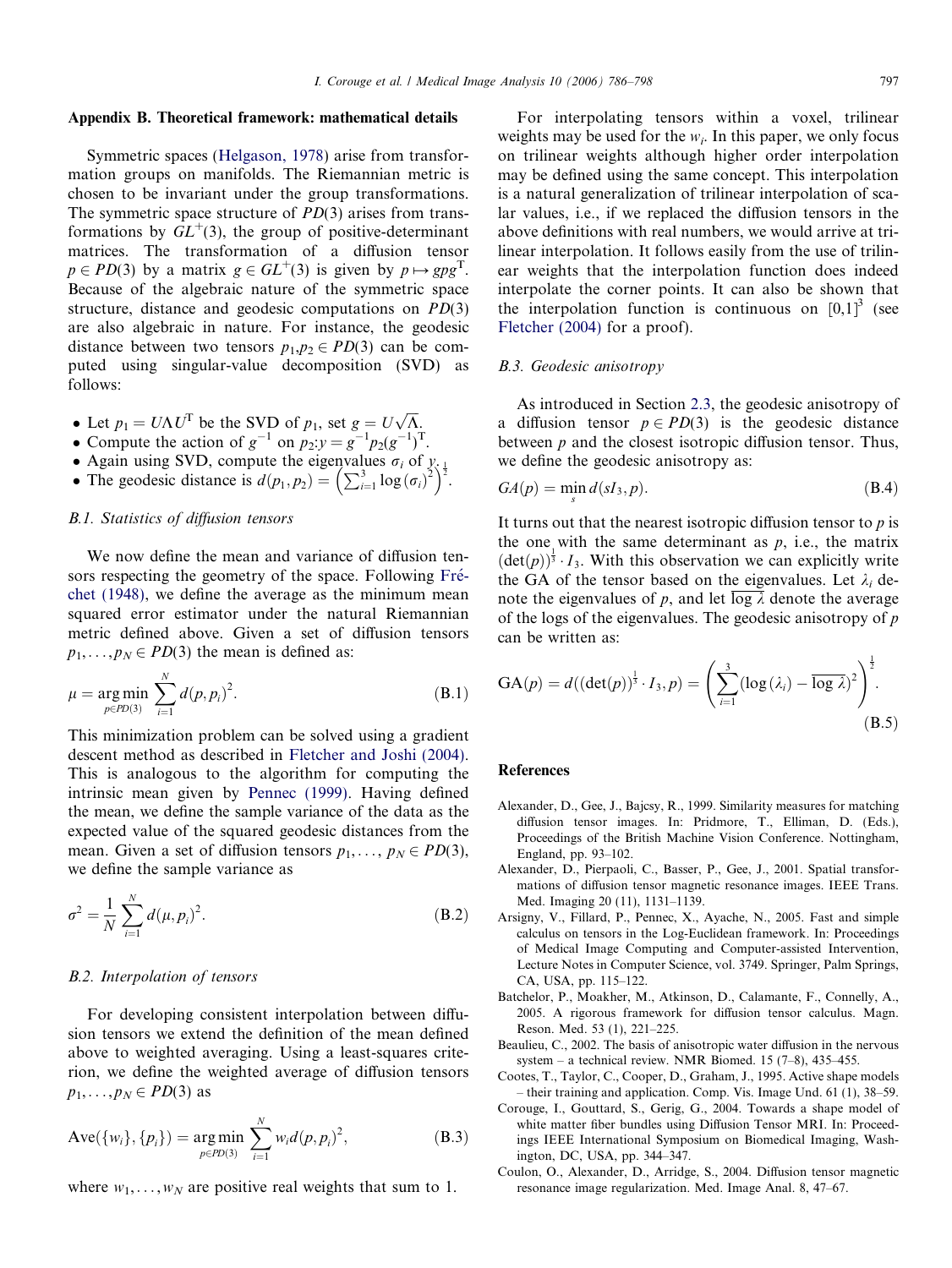## Appendix B. Theoretical framework: mathematical details

Symmetric spaces (Helgason, 1978) arise from transformation groups on manifolds. The Riemannian metric is chosen to be invariant under the group transformations. The symmetric space structure of $PD(3)$ arises from transformations by $GL^+(3)$, the group of positive-determinant matrices. The transformation of a diffusion tensor $p \in PD(3)$ by a matrix $g \in GL^+(3)$ is given by $p \mapsto gpg^{\mathrm{T}}$. Because of the algebraic nature of the symmetric space structure, distance and geodesic computations on $PD(3)$ are also algebraic in nature. For instance, the geodesic distance between two tensors $p_1, p_2 \in PD(3)$ can be computed using singular-value decomposition (SVD) as follows:

- Let $p_1 = U\Lambda U^{\mathrm{T}}$ be the SVD of $p_1$, set $g = U\sqrt{\Lambda}$.
- Compute the action of $g^{-1}$ on $p_2$: $y = g^{-1}p_2(g^{-1})^{\mathrm{T}}$.
- Again using SVD, compute the eigenvalues $\sigma_i$ of $y$.
- The geodesic distance is $d(p_1, p_2) = \left(\sum_{i=1}^{3} \log(\sigma_i)^2\right)^{\frac{1}{2}}$.

### B.1. Statistics of diffusion tensors

We now define the mean and variance of diffusion tensors respecting the geometry of the space. Following Fréchet (1948), we define the average as the minimum mean squared error estimator under the natural Riemannian metric defined above. Given a set of diffusion tensors $p_1, \ldots, p_N \in PD(3)$ the mean is defined as:

$$\mu = \underset{p \in PD(3)}{\arg\min} \sum_{i=1}^{N} d(p, p_i)^2. \tag{B.1}$$

This minimization problem can be solved using a gradient descent method as described in Fletcher and Joshi (2004). This is analogous to the algorithm for computing the intrinsic mean given by Pennec (1999). Having defined the mean, we define the sample variance of the data as the expected value of the squared geodesic distances from the mean. Given a set of diffusion tensors $p_1, \ldots, p_N \in PD(3)$, we define the sample variance as

$$\sigma^2 = \frac{1}{N} \sum_{i=1}^{N} d(\mu, p_i)^2. \tag{B.2}$$

### B.2. Interpolation of tensors

For developing consistent interpolation between diffusion tensors we extend the definition of the mean defined above to weighted averaging. Using a least-squares criterion, we define the weighted average of diffusion tensors $p_1, \ldots, p_N \in PD(3)$ as

$$\mathrm{Ave}(\{w_i\}, \{p_i\}) = \underset{p \in PD(3)}{\arg\min} \sum_{i=1}^{N} w_i d(p, p_i)^2, \tag{B.3}$$

where $w_1, \ldots, w_N$ are positive real weights that sum to 1.

For interpolating tensors within a voxel, trilinear weights may be used for the $w_i$. In this paper, we only focus on trilinear weights although higher order interpolation may be defined using the same concept. This interpolation is a natural generalization of trilinear interpolation of scalar values, i.e., if we replaced the diffusion tensors in the above definitions with real numbers, we would arrive at trilinear interpolation. It follows easily from the use of trilinear weights that the interpolation function does indeed interpolate the corner points. It can also be shown that the interpolation function is continuous on $[0,1]^3$ (see Fletcher (2004) for a proof).

### B.3. Geodesic anisotropy

As introduced in Section 2.3, the geodesic anisotropy of a diffusion tensor $p \in PD(3)$ is the geodesic distance between $p$ and the closest isotropic diffusion tensor. Thus, we define the geodesic anisotropy as:

$$GA(p) = \min_{s} d(sI_3, p). \tag{B.4}$$

It turns out that the nearest isotropic diffusion tensor to $p$ is the one with the same determinant as $p$, i.e., the matrix $(\det(p))^{\frac{1}{3}} \cdot I_3$. With this observation we can explicitly write the GA of the tensor based on the eigenvalues. Let $\lambda_i$ denote the eigenvalues of $p$, and let $\overline{\log \lambda}$ denote the average of the logs of the eigenvalues. The geodesic anisotropy of $p$ can be written as:

$$\mathrm{GA}(p) = d((\det(p))^{\frac{1}{3}} \cdot I_3, p) = \left(\sum_{i=1}^{3} (\log(\lambda_i) - \overline{\log \lambda})^2\right)^{\frac{1}{2}}. \tag{B.5}$$

## References

Alexander, D., Gee, J., Bajcsy, R., 1999. Similarity measures for matching diffusion tensor images. In: Pridmore, T., Elliman, D. (Eds.), Proceedings of the British Machine Vision Conference. Nottingham, England, pp. 93–102.

Alexander, D., Pierpaoli, C., Basser, P., Gee, J., 2001. Spatial transformations of diffusion tensor magnetic resonance images. IEEE Trans. Med. Imaging 20 (11), 1131–1139.

Arsigny, V., Fillard, P., Pennec, X., Ayache, N., 2005. Fast and simple calculus on tensors in the Log-Euclidean framework. In: Proceedings of Medical Image Computing and Computer-assisted Intervention, Lecture Notes in Computer Science, vol. 3749. Springer, Palm Springs, CA, USA, pp. 115–122.

Batchelor, P., Moakher, M., Atkinson, D., Calamante, F., Connelly, A., 2005. A rigorous framework for diffusion tensor calculus. Magn. Reson. Med. 53 (1), 221–225.

Beaulieu, C., 2002. The basis of anisotropic water diffusion in the nervous system – a technical review. NMR Biomed. 15 (7–8), 435–455.

Cootes, T., Taylor, C., Cooper, D., Graham, J., 1995. Active shape models – their training and application. Comp. Vis. Image Und. 61 (1), 38–59.

Corouge, I., Gouttard, S., Gerig, G., 2004. Towards a shape model of white matter fiber bundles using Diffusion Tensor MRI. In: Proceedings IEEE International Symposium on Biomedical Imaging, Washington, DC, USA, pp. 344–347.

Coulon, O., Alexander, D., Arridge, S., 2004. Diffusion tensor magnetic resonance image regularization. Med. Image Anal. 8, 47–67.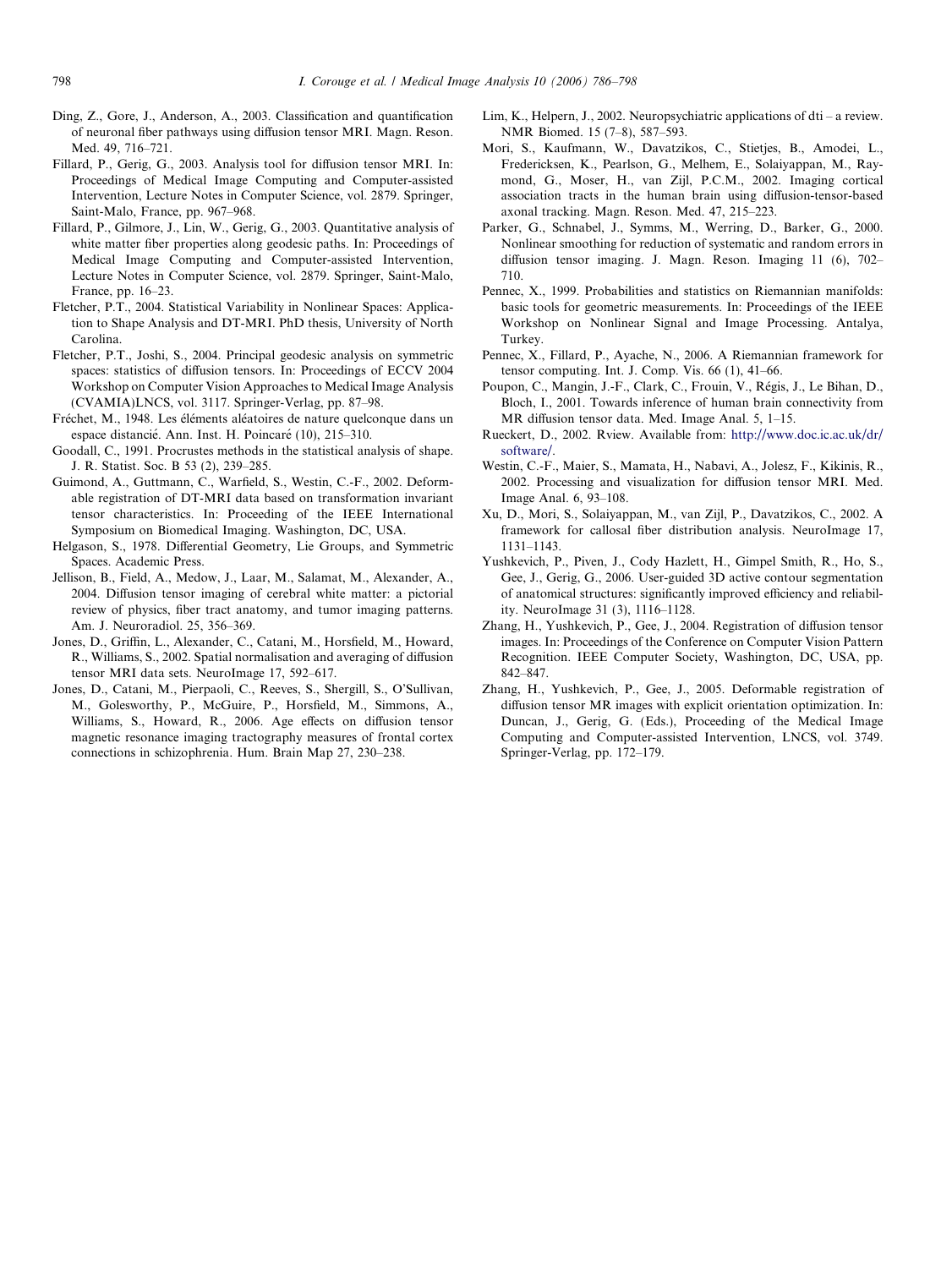Ding, Z., Gore, J., Anderson, A., 2003. Classification and quantification of neuronal fiber pathways using diffusion tensor MRI. Magn. Reson. Med. 49, 716–721.

Fillard, P., Gerig, G., 2003. Analysis tool for diffusion tensor MRI. In: Proceedings of Medical Image Computing and Computer-assisted Intervention, Lecture Notes in Computer Science, vol. 2879. Springer, Saint-Malo, France, pp. 967–968.

Fillard, P., Gilmore, J., Lin, W., Gerig, G., 2003. Quantitative analysis of white matter fiber properties along geodesic paths. In: Proceedings of Medical Image Computing and Computer-assisted Intervention, Lecture Notes in Computer Science, vol. 2879. Springer, Saint-Malo, France, pp. 16–23.

Fletcher, P.T., 2004. Statistical Variability in Nonlinear Spaces: Application to Shape Analysis and DT-MRI. PhD thesis, University of North Carolina.

Fletcher, P.T., Joshi, S., 2004. Principal geodesic analysis on symmetric spaces: statistics of diffusion tensors. In: Proceedings of ECCV 2004 Workshop on Computer Vision Approaches to Medical Image Analysis (CVAMIA)LNCS, vol. 3117. Springer-Verlag, pp. 87–98.

Fréchet, M., 1948. Les éléments aléatoires de nature quelconque dans un espace distancié. Ann. Inst. H. Poincaré (10), 215–310.

Goodall, C., 1991. Procrustes methods in the statistical analysis of shape. J. R. Statist. Soc. B 53 (2), 239–285.

Guimond, A., Guttmann, C., Warfield, S., Westin, C.-F., 2002. Deformable registration of DT-MRI data based on transformation invariant tensor characteristics. In: Proceeding of the IEEE International Symposium on Biomedical Imaging. Washington, DC, USA.

Helgason, S., 1978. Differential Geometry, Lie Groups, and Symmetric Spaces. Academic Press.

Jellison, B., Field, A., Medow, J., Laar, M., Salamat, M., Alexander, A., 2004. Diffusion tensor imaging of cerebral white matter: a pictorial review of physics, fiber tract anatomy, and tumor imaging patterns. Am. J. Neuroradiol. 25, 356–369.

Jones, D., Griffin, L., Alexander, C., Catani, M., Horsfield, M., Howard, R., Williams, S., 2002. Spatial normalisation and averaging of diffusion tensor MRI data sets. NeuroImage 17, 592–617.

Jones, D., Catani, M., Pierpaoli, C., Reeves, S., Shergill, S., O'Sullivan, M., Golesworthy, P., McGuire, P., Horsfield, M., Simmons, A., Williams, S., Howard, R., 2006. Age effects on diffusion tensor magnetic resonance imaging tractography measures of frontal cortex connections in schizophrenia. Hum. Brain Map 27, 230–238.

Lim, K., Helpern, J., 2002. Neuropsychiatric applications of dti – a review. NMR Biomed. 15 (7–8), 587–593.

Mori, S., Kaufmann, W., Davatzikos, C., Stietjes, B., Amodei, L., Fredericksen, K., Pearlson, G., Melhem, E., Solaiyappan, M., Raymond, G., Moser, H., van Zijl, P.C.M., 2002. Imaging cortical association tracts in the human brain using diffusion-tensor-based axonal tracking. Magn. Reson. Med. 47, 215–223.

Parker, G., Schnabel, J., Symms, M., Werring, D., Barker, G., 2000. Nonlinear smoothing for reduction of systematic and random errors in diffusion tensor imaging. J. Magn. Reson. Imaging 11 (6), 702–710.

Pennec, X., 1999. Probabilities and statistics on Riemannian manifolds: basic tools for geometric measurements. In: Proceedings of the IEEE Workshop on Nonlinear Signal and Image Processing. Antalya, Turkey.

Pennec, X., Fillard, P., Ayache, N., 2006. A Riemannian framework for tensor computing. Int. J. Comp. Vis. 66 (1), 41–66.

Poupon, C., Mangin, J.-F., Clark, C., Frouin, V., Régis, J., Le Bihan, D., Bloch, I., 2001. Towards inference of human brain connectivity from MR diffusion tensor data. Med. Image Anal. 5, 1–15.

Rueckert, D., 2002. Rview. Available from: http://www.doc.ic.ac.uk/dr/software/.

Westin, C.-F., Maier, S., Mamata, H., Nabavi, A., Jolesz, F., Kikinis, R., 2002. Processing and visualization for diffusion tensor MRI. Med. Image Anal. 6, 93–108.

Xu, D., Mori, S., Solaiyappan, M., van Zijl, P., Davatzikos, C., 2002. A framework for callosal fiber distribution analysis. NeuroImage 17, 1131–1143.

Yushkevich, P., Piven, J., Cody Hazlett, H., Gimpel Smith, R., Ho, S., Gee, J., Gerig, G., 2006. User-guided 3D active contour segmentation of anatomical structures: significantly improved efficiency and reliability. NeuroImage 31 (3), 1116–1128.

Zhang, H., Yushkevich, P., Gee, J., 2004. Registration of diffusion tensor images. In: Proceedings of the Conference on Computer Vision Pattern Recognition. IEEE Computer Society, Washington, DC, USA, pp. 842–847.

Zhang, H., Yushkevich, P., Gee, J., 2005. Deformable registration of diffusion tensor MR images with explicit orientation optimization. In: Duncan, J., Gerig, G. (Eds.), Proceeding of the Medical Image Computing and Computer-assisted Intervention, LNCS, vol. 3749. Springer-Verlag, pp. 172–179.